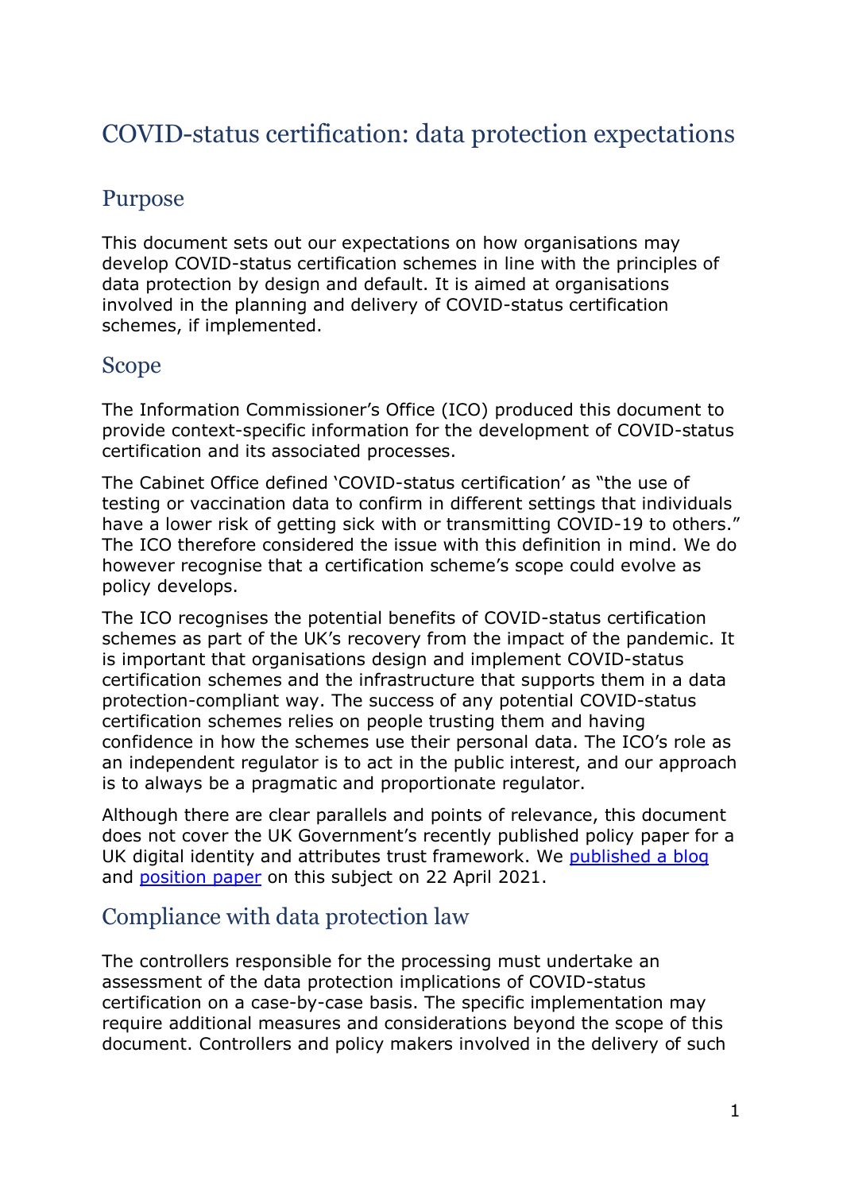# COVID-status certification: data protection expectations

## Purpose

This document sets out our expectations on how organisations may develop COVID-status certification schemes in line with the principles of data protection by design and default. It is aimed at organisations involved in the planning and delivery of COVID-status certification schemes, if implemented.

## Scope

The Information Commissioner's Office (ICO) produced this document to provide context-specific information for the development of COVID-status certification and its associated processes.

The Cabinet Office defined 'COVID-status certification' as "the use of testing or vaccination data to confirm in different settings that individuals have a lower risk of getting sick with or transmitting COVID-19 to others." The ICO therefore considered the issue with this definition in mind. We do however recognise that a certification scheme's scope could evolve as policy develops.

The ICO recognises the potential benefits of COVID-status certification schemes as part of the UK's recovery from the impact of the pandemic. It is important that organisations design and implement COVID-status certification schemes and the infrastructure that supports them in a data protection-compliant way. The success of any potential COVID-status certification schemes relies on people trusting them and having confidence in how the schemes use their personal data. The ICO's role as an independent regulator is to act in the public interest, and our approach is to always be a pragmatic and proportionate regulator.

Although there are clear parallels and points of relevance, this document does not cover the UK Government's recently published policy paper for a UK digital identity and attributes trust framework. We published a blog and position paper on this subject on 22 April 2021.

## Compliance with data protection law

The controllers responsible for the processing must undertake an assessment of the data protection implications of COVID-status certification on a case-by-case basis. The specific implementation may require additional measures and considerations beyond the scope of this document. Controllers and policy makers involved in the delivery of such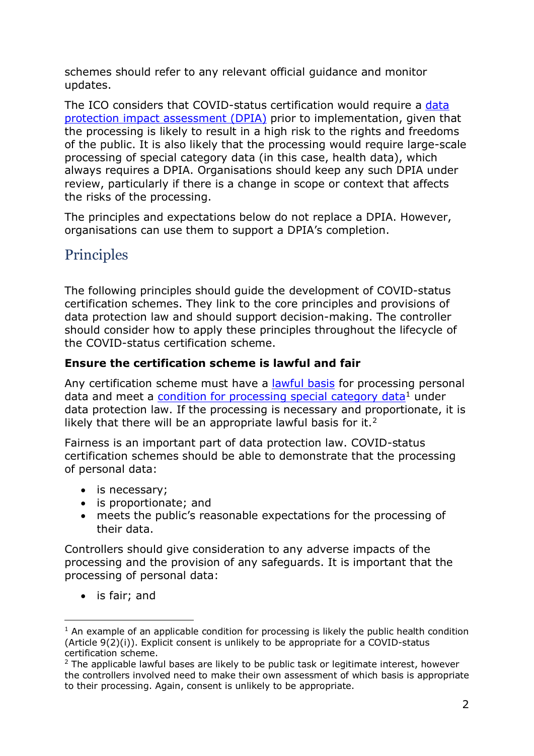schemes should refer to any relevant official guidance and monitor updates.

The ICO considers that COVID-status certification would require a [data protection impact assessment (DPIA)](#) prior to implementation, given that the processing is likely to result in a high risk to the rights and freedoms of the public. It is also likely that the processing would require large-scale processing of special category data (in this case, health data), which always requires a DPIA. Organisations should keep any such DPIA under review, particularly if there is a change in scope or context that affects the risks of the processing.

The principles and expectations below do not replace a DPIA. However, organisations can use them to support a DPIA's completion.

## Principles

The following principles should guide the development of COVID-status certification schemes. They link to the core principles and provisions of data protection law and should support decision-making. The controller should consider how to apply these principles throughout the lifecycle of the COVID-status certification scheme.

### Ensure the certification scheme is lawful and fair

Any certification scheme must have a [lawful basis](#) for processing personal data and meet a [condition for processing special category data](#)[1] under data protection law. If the processing is necessary and proportionate, it is likely that there will be an appropriate lawful basis for it.[2]

Fairness is an important part of data protection law. COVID-status certification schemes should be able to demonstrate that the processing of personal data:

- is necessary;
- is proportionate; and
- meets the public's reasonable expectations for the processing of their data.

Controllers should give consideration to any adverse impacts of the processing and the provision of any safeguards. It is important that the processing of personal data:

- is fair; and

---

[1] An example of an applicable condition for processing is likely the public health condition (Article 9(2)(i)). Explicit consent is unlikely to be appropriate for a COVID-status certification scheme.

[2] The applicable lawful bases are likely to be public task or legitimate interest, however the controllers involved need to make their own assessment of which basis is appropriate to their processing. Again, consent is unlikely to be appropriate.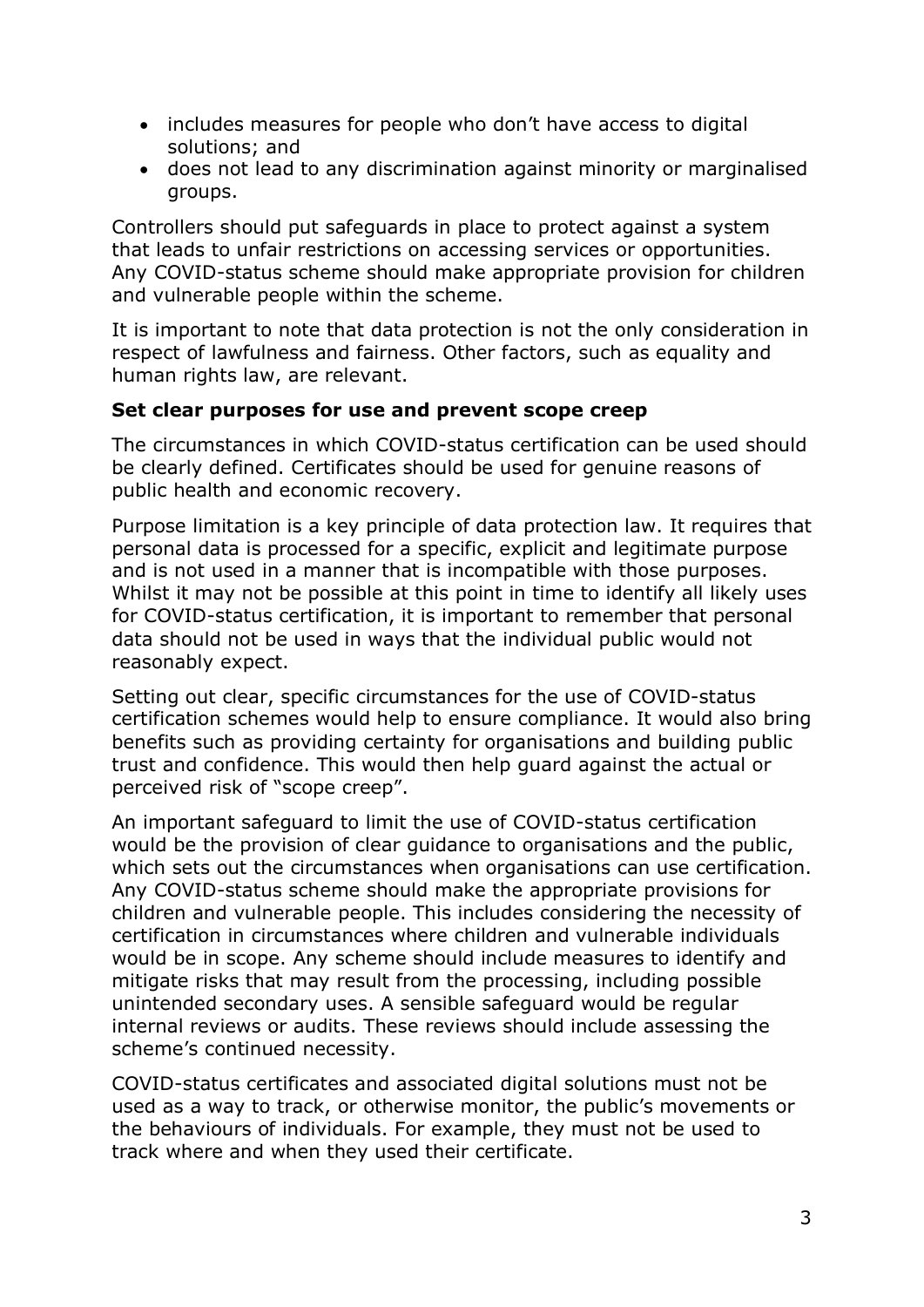- includes measures for people who don't have access to digital solutions; and
- does not lead to any discrimination against minority or marginalised groups.

Controllers should put safeguards in place to protect against a system that leads to unfair restrictions on accessing services or opportunities. Any COVID-status scheme should make appropriate provision for children and vulnerable people within the scheme.

It is important to note that data protection is not the only consideration in respect of lawfulness and fairness. Other factors, such as equality and human rights law, are relevant.

**Set clear purposes for use and prevent scope creep**

The circumstances in which COVID-status certification can be used should be clearly defined. Certificates should be used for genuine reasons of public health and economic recovery.

Purpose limitation is a key principle of data protection law. It requires that personal data is processed for a specific, explicit and legitimate purpose and is not used in a manner that is incompatible with those purposes. Whilst it may not be possible at this point in time to identify all likely uses for COVID-status certification, it is important to remember that personal data should not be used in ways that the individual public would not reasonably expect.

Setting out clear, specific circumstances for the use of COVID-status certification schemes would help to ensure compliance. It would also bring benefits such as providing certainty for organisations and building public trust and confidence. This would then help guard against the actual or perceived risk of "scope creep".

An important safeguard to limit the use of COVID-status certification would be the provision of clear guidance to organisations and the public, which sets out the circumstances when organisations can use certification. Any COVID-status scheme should make the appropriate provisions for children and vulnerable people. This includes considering the necessity of certification in circumstances where children and vulnerable individuals would be in scope. Any scheme should include measures to identify and mitigate risks that may result from the processing, including possible unintended secondary uses. A sensible safeguard would be regular internal reviews or audits. These reviews should include assessing the scheme's continued necessity.

COVID-status certificates and associated digital solutions must not be used as a way to track, or otherwise monitor, the public's movements or the behaviours of individuals. For example, they must not be used to track where and when they used their certificate.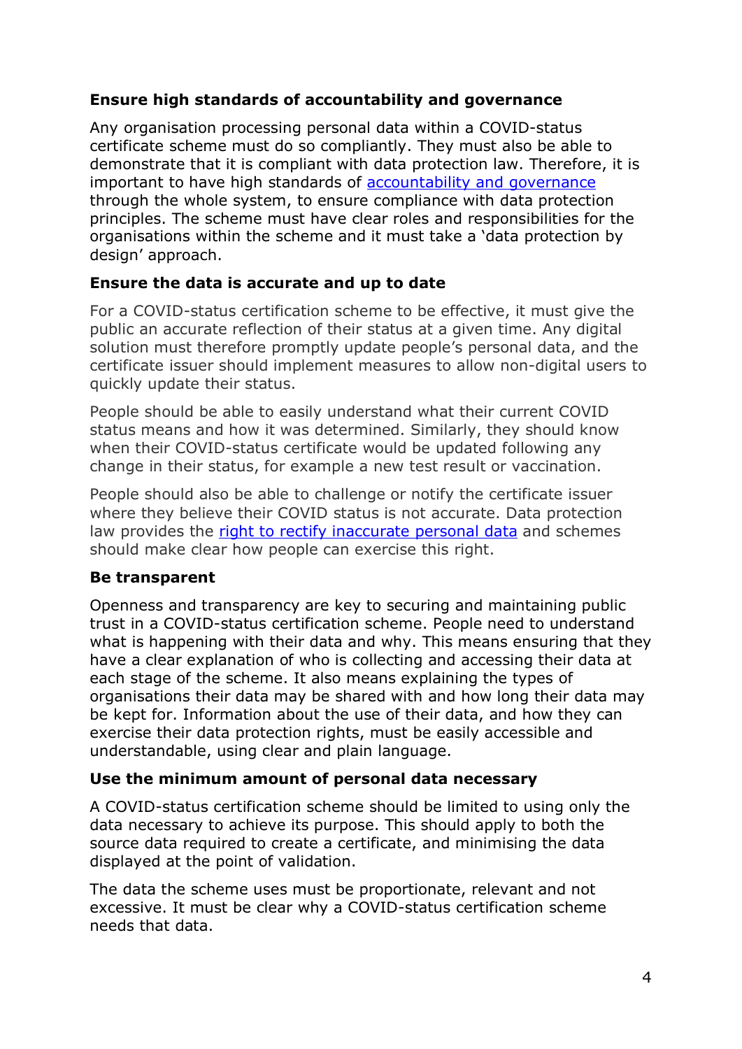**Ensure high standards of accountability and governance**

Any organisation processing personal data within a COVID-status certificate scheme must do so compliantly. They must also be able to demonstrate that it is compliant with data protection law. Therefore, it is important to have high standards of accountability and governance through the whole system, to ensure compliance with data protection principles. The scheme must have clear roles and responsibilities for the organisations within the scheme and it must take a 'data protection by design' approach.

**Ensure the data is accurate and up to date**

For a COVID-status certification scheme to be effective, it must give the public an accurate reflection of their status at a given time. Any digital solution must therefore promptly update people's personal data, and the certificate issuer should implement measures to allow non-digital users to quickly update their status.

People should be able to easily understand what their current COVID status means and how it was determined. Similarly, they should know when their COVID-status certificate would be updated following any change in their status, for example a new test result or vaccination.

People should also be able to challenge or notify the certificate issuer where they believe their COVID status is not accurate. Data protection law provides the right to rectify inaccurate personal data and schemes should make clear how people can exercise this right.

**Be transparent**

Openness and transparency are key to securing and maintaining public trust in a COVID-status certification scheme. People need to understand what is happening with their data and why. This means ensuring that they have a clear explanation of who is collecting and accessing their data at each stage of the scheme. It also means explaining the types of organisations their data may be shared with and how long their data may be kept for. Information about the use of their data, and how they can exercise their data protection rights, must be easily accessible and understandable, using clear and plain language.

**Use the minimum amount of personal data necessary**

A COVID-status certification scheme should be limited to using only the data necessary to achieve its purpose. This should apply to both the source data required to create a certificate, and minimising the data displayed at the point of validation.

The data the scheme uses must be proportionate, relevant and not excessive. It must be clear why a COVID-status certification scheme needs that data.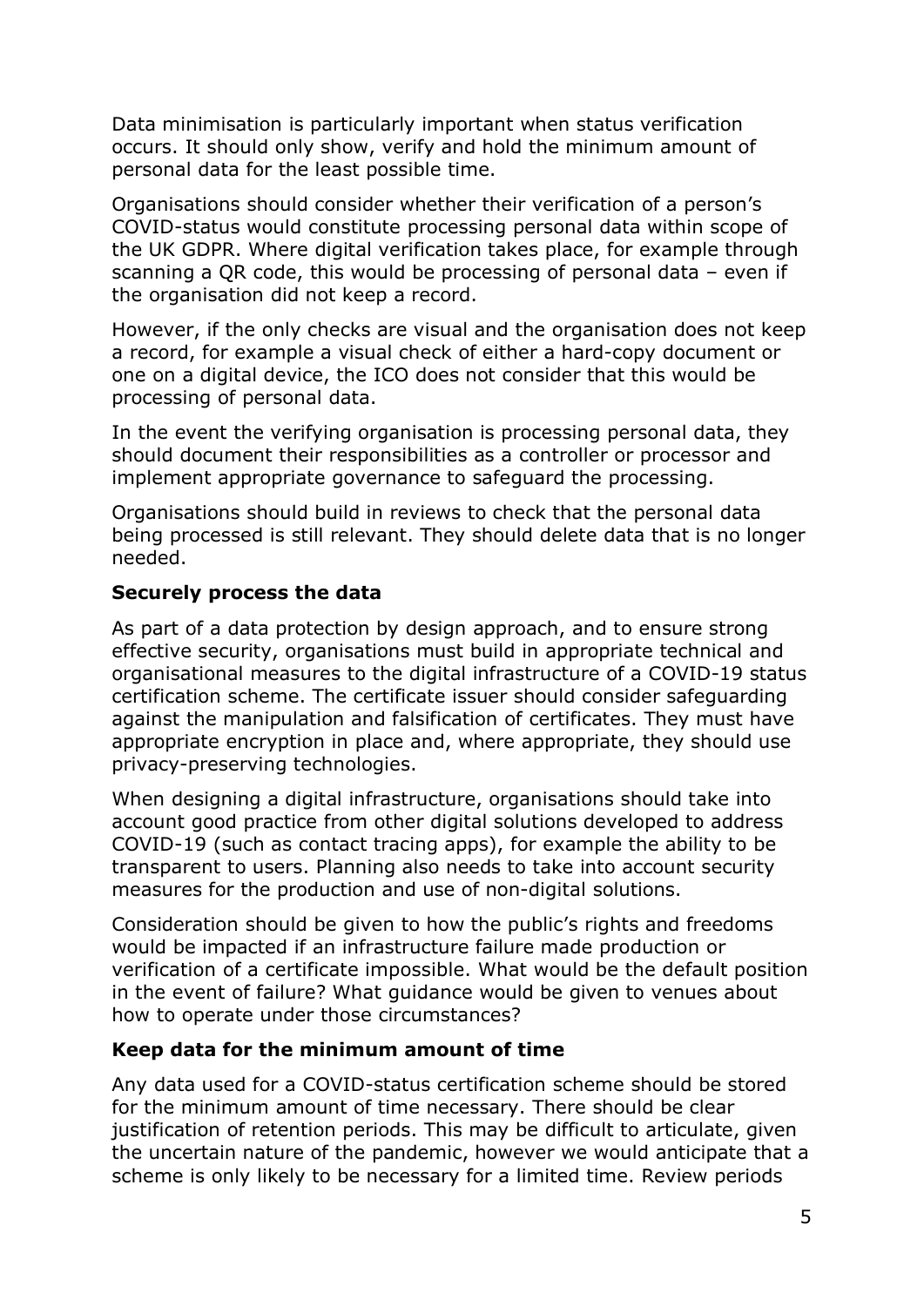Data minimisation is particularly important when status verification occurs. It should only show, verify and hold the minimum amount of personal data for the least possible time.

Organisations should consider whether their verification of a person's COVID-status would constitute processing personal data within scope of the UK GDPR. Where digital verification takes place, for example through scanning a QR code, this would be processing of personal data – even if the organisation did not keep a record.

However, if the only checks are visual and the organisation does not keep a record, for example a visual check of either a hard-copy document or one on a digital device, the ICO does not consider that this would be processing of personal data.

In the event the verifying organisation is processing personal data, they should document their responsibilities as a controller or processor and implement appropriate governance to safeguard the processing.

Organisations should build in reviews to check that the personal data being processed is still relevant. They should delete data that is no longer needed.

### Securely process the data

As part of a data protection by design approach, and to ensure strong effective security, organisations must build in appropriate technical and organisational measures to the digital infrastructure of a COVID-19 status certification scheme. The certificate issuer should consider safeguarding against the manipulation and falsification of certificates. They must have appropriate encryption in place and, where appropriate, they should use privacy-preserving technologies.

When designing a digital infrastructure, organisations should take into account good practice from other digital solutions developed to address COVID-19 (such as contact tracing apps), for example the ability to be transparent to users. Planning also needs to take into account security measures for the production and use of non-digital solutions.

Consideration should be given to how the public's rights and freedoms would be impacted if an infrastructure failure made production or verification of a certificate impossible. What would be the default position in the event of failure? What guidance would be given to venues about how to operate under those circumstances?

### Keep data for the minimum amount of time

Any data used for a COVID-status certification scheme should be stored for the minimum amount of time necessary. There should be clear justification of retention periods. This may be difficult to articulate, given the uncertain nature of the pandemic, however we would anticipate that a scheme is only likely to be necessary for a limited time. Review periods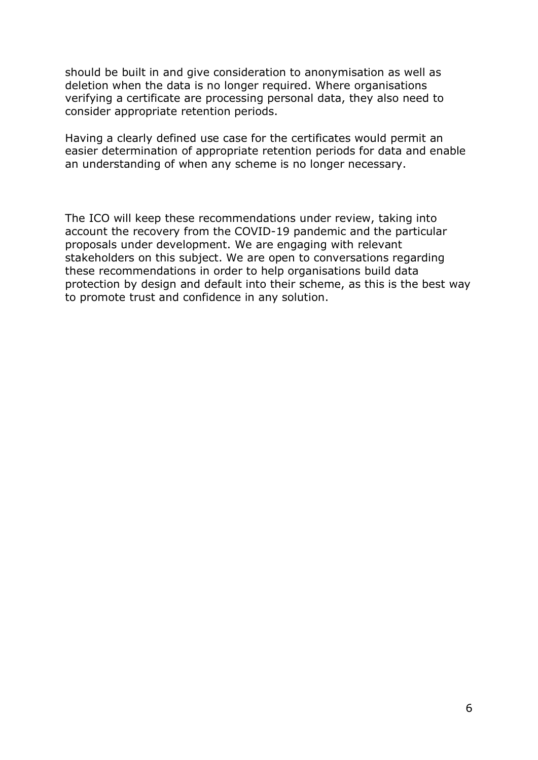should be built in and give consideration to anonymisation as well as deletion when the data is no longer required. Where organisations verifying a certificate are processing personal data, they also need to consider appropriate retention periods.

Having a clearly defined use case for the certificates would permit an easier determination of appropriate retention periods for data and enable an understanding of when any scheme is no longer necessary.

The ICO will keep these recommendations under review, taking into account the recovery from the COVID-19 pandemic and the particular proposals under development. We are engaging with relevant stakeholders on this subject. We are open to conversations regarding these recommendations in order to help organisations build data protection by design and default into their scheme, as this is the best way to promote trust and confidence in any solution.